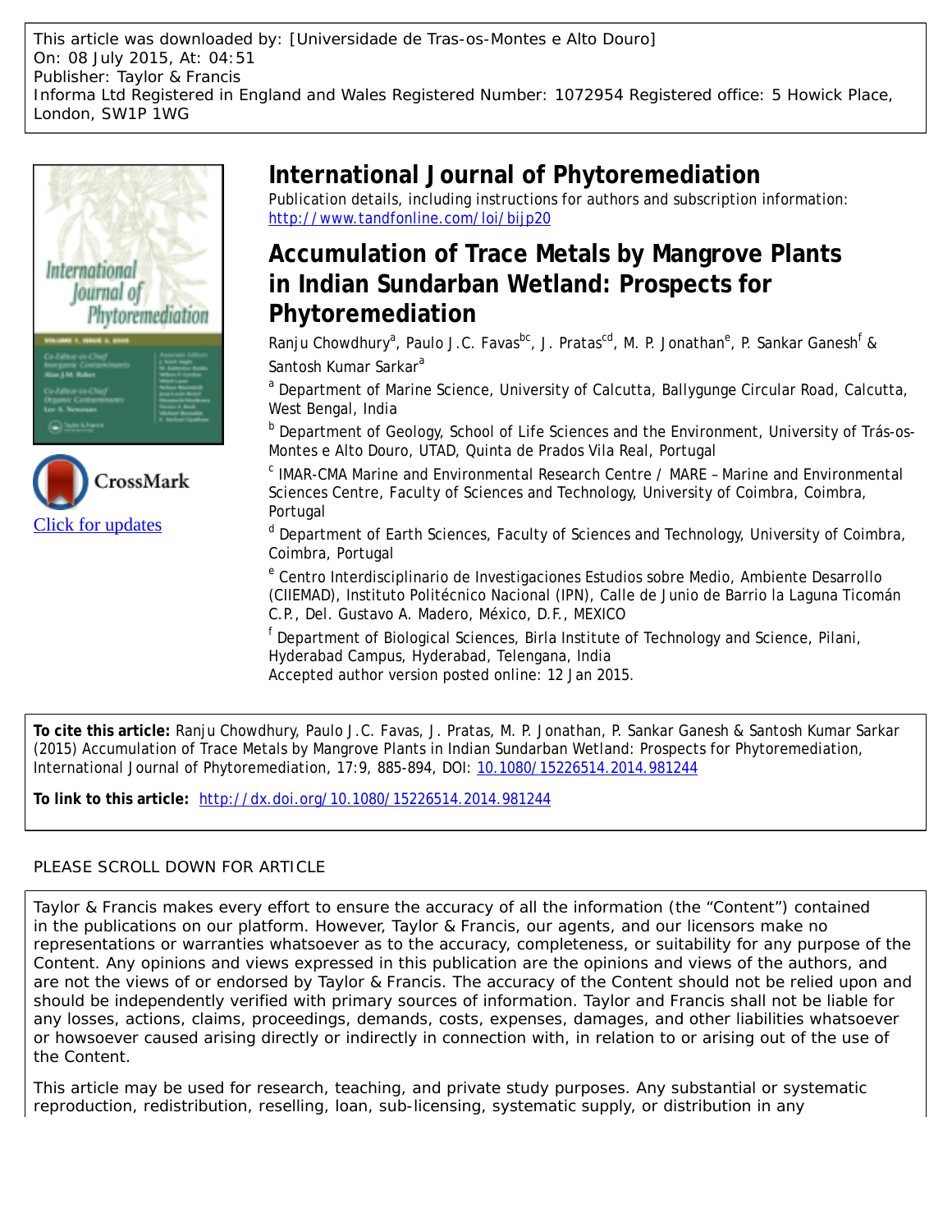This article was downloaded by: [Universidade de Tras-os-Montes e Alto Douro]
On: 08 July 2015, At: 04:51
Publisher: Taylor & Francis
Informa Ltd Registered in England and Wales Registered Number: 1072954 Registered office: 5 Howick Place, London, SW1P 1WG

CrossMark
Click for updates

# International Journal of Phytoremediation

Publication details, including instructions for authors and subscription information:
http://www.tandfonline.com/loi/bijp20

## Accumulation of Trace Metals by Mangrove Plants in Indian Sundarban Wetland: Prospects for Phytoremediation

Ranju Chowdhury[a], Paulo J.C. Favas[bc], J. Pratas[cd], M. P. Jonathan[e], P. Sankar Ganesh[f] & Santosh Kumar Sarkar[a]

[a] Department of Marine Science, University of Calcutta, Ballygunge Circular Road, Calcutta, West Bengal, India

[b] Department of Geology, School of Life Sciences and the Environment, University of Trás-os-Montes e Alto Douro, UTAD, Quinta de Prados Vila Real, Portugal

[c] IMAR-CMA Marine and Environmental Research Centre / MARE – Marine and Environmental Sciences Centre, Faculty of Sciences and Technology, University of Coimbra, Coimbra, Portugal

[d] Department of Earth Sciences, Faculty of Sciences and Technology, University of Coimbra, Coimbra, Portugal

[e] Centro Interdisciplinario de Investigaciones Estudios sobre Medio, Ambiente Desarrollo (CIIEMAD), Instituto Politécnico Nacional (IPN), Calle de Junio de Barrio la Laguna Ticomán C.P., Del. Gustavo A. Madero, México, D.F., MEXICO

[f] Department of Biological Sciences, Birla Institute of Technology and Science, Pilani, Hyderabad Campus, Hyderabad, Telengana, India

Accepted author version posted online: 12 Jan 2015.

**To cite this article:** Ranju Chowdhury, Paulo J.C. Favas, J. Pratas, M. P. Jonathan, P. Sankar Ganesh & Santosh Kumar Sarkar (2015) Accumulation of Trace Metals by Mangrove Plants in Indian Sundarban Wetland: Prospects for Phytoremediation, International Journal of Phytoremediation, 17:9, 885-894, DOI: 10.1080/15226514.2014.981244

**To link to this article:** http://dx.doi.org/10.1080/15226514.2014.981244

PLEASE SCROLL DOWN FOR ARTICLE

Taylor & Francis makes every effort to ensure the accuracy of all the information (the "Content") contained in the publications on our platform. However, Taylor & Francis, our agents, and our licensors make no representations or warranties whatsoever as to the accuracy, completeness, or suitability for any purpose of the Content. Any opinions and views expressed in this publication are the opinions and views of the authors, and are not the views of or endorsed by Taylor & Francis. The accuracy of the Content should not be relied upon and should be independently verified with primary sources of information. Taylor and Francis shall not be liable for any losses, actions, claims, proceedings, demands, costs, expenses, damages, and other liabilities whatsoever or howsoever caused arising directly or indirectly in connection with, in relation to or arising out of the use of the Content.

This article may be used for research, teaching, and private study purposes. Any substantial or systematic reproduction, redistribution, reselling, loan, sub-licensing, systematic supply, or distribution in any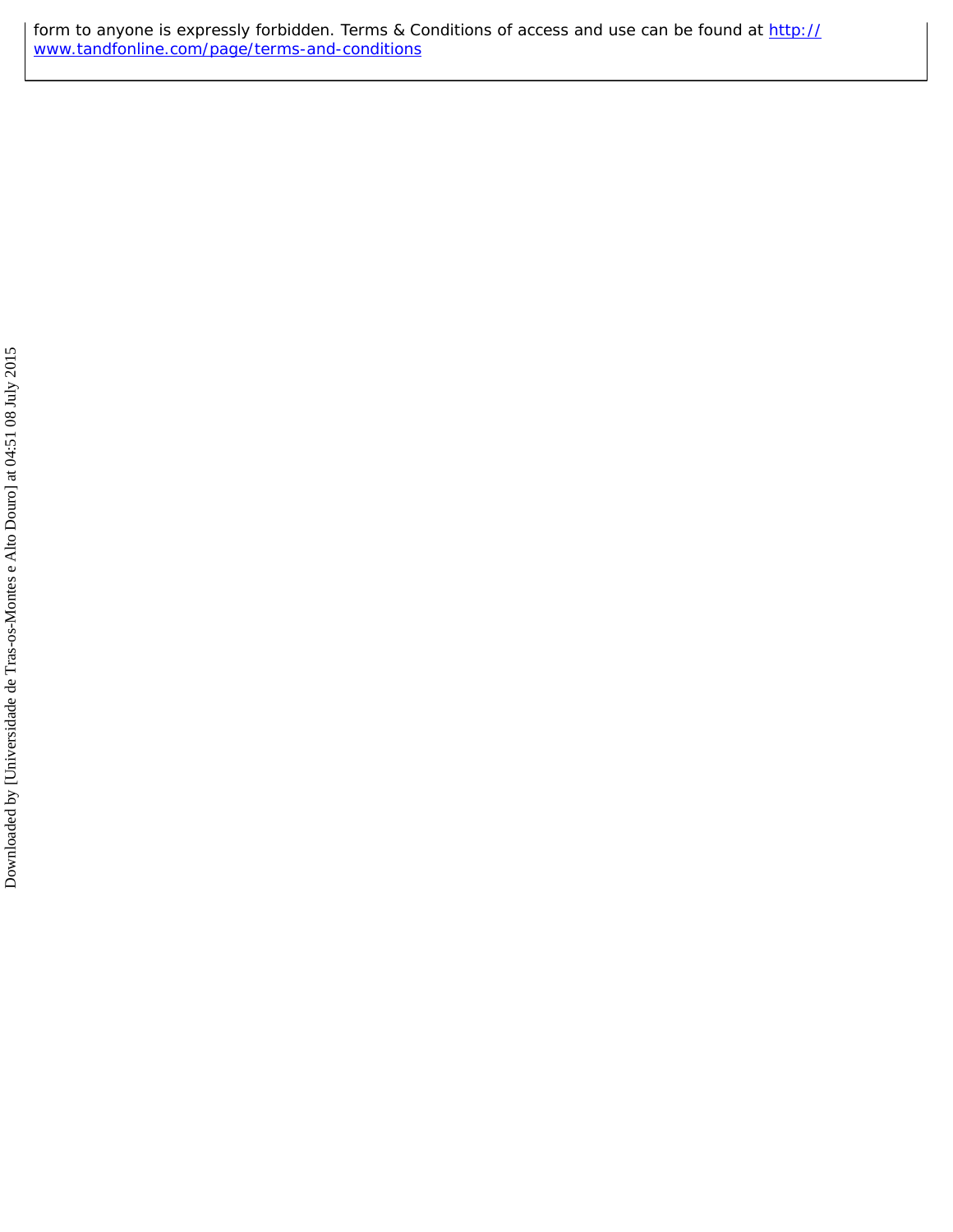form to anyone is expressly forbidden. Terms & Conditions of access and use can be found at http://www.tandfonline.com/page/terms-and-conditions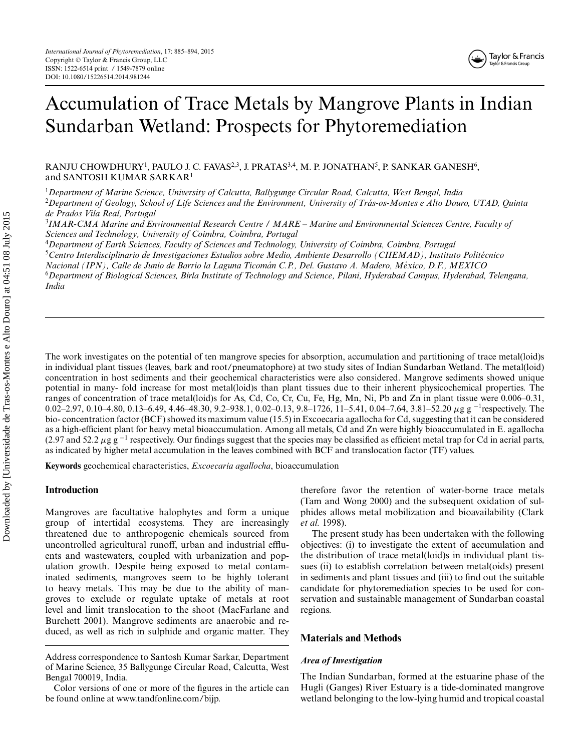# Accumulation of Trace Metals by Mangrove Plants in Indian Sundarban Wetland: Prospects for Phytoremediation

RANJU CHOWDHURY[1], PAULO J. C. FAVAS[2,3], J. PRATAS[3,4], M. P. JONATHAN[5], P. SANKAR GANESH[6], and SANTOSH KUMAR SARKAR[1]

[1]*Department of Marine Science, University of Calcutta, Ballygunge Circular Road, Calcutta, West Bengal, India*
[2]*Department of Geology, School of Life Sciences and the Environment, University of Trás-os-Montes e Alto Douro, UTAD, Quinta de Prados Vila Real, Portugal*
[3]*IMAR-CMA Marine and Environmental Research Centre / MARE – Marine and Environmental Sciences Centre, Faculty of Sciences and Technology, University of Coimbra, Coimbra, Portugal*
[4]*Department of Earth Sciences, Faculty of Sciences and Technology, University of Coimbra, Coimbra, Portugal*
[5]*Centro Interdisciplinario de Investigaciones Estudios sobre Medio, Ambiente Desarrollo (CIIEMAD), Instituto Politécnico Nacional (IPN), Calle de Junio de Barrio la Laguna Ticomán C.P., Del. Gustavo A. Madero, México, D.F., MEXICO*
[6]*Department of Biological Sciences, Birla Institute of Technology and Science, Pilani, Hyderabad Campus, Hyderabad, Telengana, India*

The work investigates on the potential of ten mangrove species for absorption, accumulation and partitioning of trace metal(loid)s in individual plant tissues (leaves, bark and root/pneumatophore) at two study sites of Indian Sundarban Wetland. The metal(loid) concentration in host sediments and their geochemical characteristics were also considered. Mangrove sediments showed unique potential in many- fold increase for most metal(loid)s than plant tissues due to their inherent physicochemical properties. The ranges of concentration of trace metal(loid)s for As, Cd, Co, Cr, Cu, Fe, Hg, Mn, Ni, Pb and Zn in plant tissue were 0.006–0.31, 0.02–2.97, 0.10–4.80, 0.13–6.49, 4.46–48.30, 9.2–938.1, 0.02–0.13, 9.8–1726, 11–5.41, 0.04–7.64, 3.81–52.20 $\mu$g g $^{-1}$respectively. The bio- concentration factor (BCF) showed its maximum value (15.5) in Excoecaria agallocha for Cd, suggesting that it can be considered as a high-efficient plant for heavy metal bioaccumulation. Among all metals, Cd and Zn were highly bioaccumulated in E. agallocha (2.97 and 52.2 $\mu$g g $^{-1}$ respectively. Our findings suggest that the species may be classified as efficient metal trap for Cd in aerial parts, as indicated by higher metal accumulation in the leaves combined with BCF and translocation factor (TF) values.

**Keywords** geochemical characteristics, *Excoecaria agallocha*, bioaccumulation

## Introduction

Mangroves are facultative halophytes and form a unique group of intertidal ecosystems. They are increasingly threatened due to anthropogenic chemicals sourced from uncontrolled agricultural runoff, urban and industrial effluents and wastewaters, coupled with urbanization and population growth. Despite being exposed to metal contaminated sediments, mangroves seem to be highly tolerant to heavy metals. This may be due to the ability of mangroves to exclude or regulate uptake of metals at root level and limit translocation to the shoot (MacFarlane and Burchett 2001). Mangrove sediments are anaerobic and reduced, as well as rich in sulphide and organic matter. They therefore favor the retention of water-borne trace metals (Tam and Wong 2000) and the subsequent oxidation of sulphides allows metal mobilization and bioavailability (Clark *et al.* 1998).

The present study has been undertaken with the following objectives: (i) to investigate the extent of accumulation and the distribution of trace metal(loid)s in individual plant tissues (ii) to establish correlation between metal(oids) present in sediments and plant tissues and (iii) to find out the suitable candidate for phytoremediation species to be used for conservation and sustainable management of Sundarban coastal regions.

Address correspondence to Santosh Kumar Sarkar, Department of Marine Science, 35 Ballygunge Circular Road, Calcutta, West Bengal 700019, India.

Color versions of one or more of the figures in the article can be found online at www.tandfonline.com/bijp.

## Materials and Methods

### Area of Investigation

The Indian Sundarban, formed at the estuarine phase of the Hugli (Ganges) River Estuary is a tide-dominated mangrove wetland belonging to the low-lying humid and tropical coastal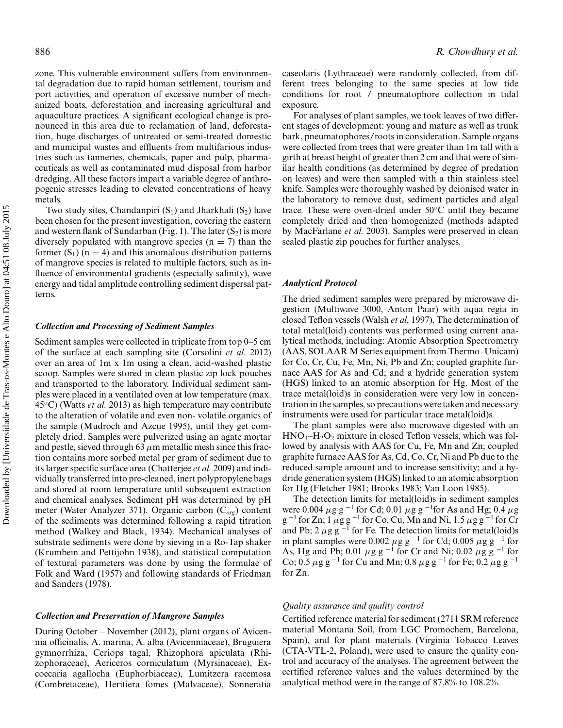zone. This vulnerable environment suffers from environmental degradation due to rapid human settlement, tourism and port activities, and operation of excessive number of mechanized boats, deforestation and increasing agricultural and aquaculture practices. A significant ecological change is pronounced in this area due to reclamation of land, deforestation, huge discharges of untreated or semi-treated domestic and municipal wastes and effluents from multifarious industries such as tanneries, chemicals, paper and pulp, pharmaceuticals as well as contaminated mud disposal from harbor dredging. All these factors impart a variable degree of anthropogenic stresses leading to elevated concentrations of heavy metals.

Two study sites, Chandanpiri ($S_1$) and Jharkhali ($S_2$) have been chosen for the present investigation, covering the eastern and western flank of Sundarban (Fig. 1). The later ($S_2$) is more diversely populated with mangrove species ($n = 7$) than the former ($S_1$) ($n = 4$) and this anomalous distribution patterns of mangrove species is related to multiple factors, such as influence of environmental gradients (especially salinity), wave energy and tidal amplitude controlling sediment dispersal patterns.

### Collection and Processing of Sediment Samples

Sediment samples were collected in triplicate from top 0–5 cm of the surface at each sampling site (Corsolini *et al.* 2012) over an area of 1m x 1m using a clean, acid-washed plastic scoop. Samples were stored in clean plastic zip lock pouches and transported to the laboratory. Individual sediment samples were placed in a ventilated oven at low temperature (max. 45°C) (Watts *et al.* 2013) as high temperature may contribute to the alteration of volatile and even non- volatile organics of the sample (Mudroch and Azcue 1995), until they get completely dried. Samples were pulverized using an agate mortar and pestle, sieved through 63 $\mu$m metallic mesh since this fraction contains more sorbed metal per gram of sediment due to its larger specific surface area (Chatterjee *et al.* 2009) and individually transferred into pre-cleaned, inert polypropylene bags and stored at room temperature until subsequent extraction and chemical analyses. Sediment pH was determined by pH meter (Water Analyzer 371). Organic carbon ($C_{org}$) content of the sediments was determined following a rapid titration method (Walkey and Black, 1934). Mechanical analyses of substrate sediments were done by sieving in a Ro-Tap shaker (Krumbein and Pettijohn 1938), and statistical computation of textural parameters was done by using the formulae of Folk and Ward (1957) and following standards of Friedman and Sanders (1978).

### Collection and Preservation of Mangrove Samples

During October – November (2012), plant organs of Avicennia officinalis, A. marina, A. alba (Avicenniaceae), Bruguiera gymnorrhiza, Ceriops tagal, Rhizophora apiculata (Rhizophoraceae), Aericeros corniculatum (Myrsinaceae), Excoecaria agallocha (Euphorbiaceae), Lumitzera racemosa (Combretaceae), Heritiera fomes (Malvaceae), Sonneratia caseolaris (Lythraceae) were randomly collected, from different trees belonging to the same species at low tide conditions for root / pneumatophore collection in tidal exposure.

For analyses of plant samples, we took leaves of two different stages of development: young and mature as well as trunk bark, pneumatophores/roots in consideration. Sample organs were collected from trees that were greater than 1m tall with a girth at breast height of greater than 2 cm and that were of similar health conditions (as determined by degree of predation on leaves) and were then sampled with a thin stainless steel knife. Samples were thoroughly washed by deionised water in the laboratory to remove dust, sediment particles and algal trace. These were oven-dried under 50°C until they became completely dried and then homogenized (methods adapted by MacFarlane *et al.* 2003). Samples were preserved in clean sealed plastic zip pouches for further analyses.

### Analytical Protocol

The dried sediment samples were prepared by microwave digestion (Multiwave 3000, Anton Paar) with aqua regia in closed Teflon vessels (Walsh *et al.* 1997). The determination of total metal(loid) contents was performed using current analytical methods, including: Atomic Absorption Spectrometry (AAS, SOLAAR M Series equipment from Thermo–Unicam) for Co, Cr, Cu, Fe, Mn, Ni, Pb and Zn; coupled graphite furnace AAS for As and Cd; and a hydride generation system (HGS) linked to an atomic absorption for Hg. Most of the trace metal(loid)s in consideration were very low in concentration in the samples, so precautions were taken and necessary instruments were used for particular trace metal(loid)s.

The plant samples were also microwave digested with an $HNO_3$–$H_2O_2$ mixture in closed Teflon vessels, which was followed by analysis with AAS for Cu, Fe, Mn and Zn; coupled graphite furnace AAS for As, Cd, Co, Cr, Ni and Pb due to the reduced sample amount and to increase sensitivity; and a hydride generation system (HGS) linked to an atomic absorption for Hg (Fletcher 1981; Brooks 1983; Van Loon 1985).

The detection limits for metal(loid)s in sediment samples were 0.004 $\mu g\ g^{-1}$ for Cd; 0.01 $\mu g\ g^{-1}$ for As and Hg; 0.4 $\mu g\ g^{-1}$ for Zn; 1 $\mu g\ g^{-1}$ for Co, Cu, Mn and Ni, 1.5 $\mu g\ g^{-1}$ for Cr and Pb; 2 $\mu g\ g^{-1}$ for Fe. The detection limits for metal(loid)s in plant samples were 0.002 $\mu g\ g^{-1}$ for Cd; 0.005 $\mu g\ g^{-1}$ for As, Hg and Pb; 0.01 $\mu g\ g^{-1}$ for Cr and Ni; 0.02 $\mu g\ g^{-1}$ for Co; 0.5 $\mu g\ g^{-1}$ for Cu and Mn; 0.8 $\mu g\ g^{-1}$ for Fe; 0.2 $\mu g\ g^{-1}$ for Zn.

#### *Quality assurance and quality control*

Certified reference material for sediment (2711 SRM reference material Montana Soil, from LGC Promochem, Barcelona, Spain), and for plant materials (Virginia Tobacco Leaves (CTA-VTL-2, Poland), were used to ensure the quality control and accuracy of the analyses. The agreement between the certified reference values and the values determined by the analytical method were in the range of 87.8% to 108.2%.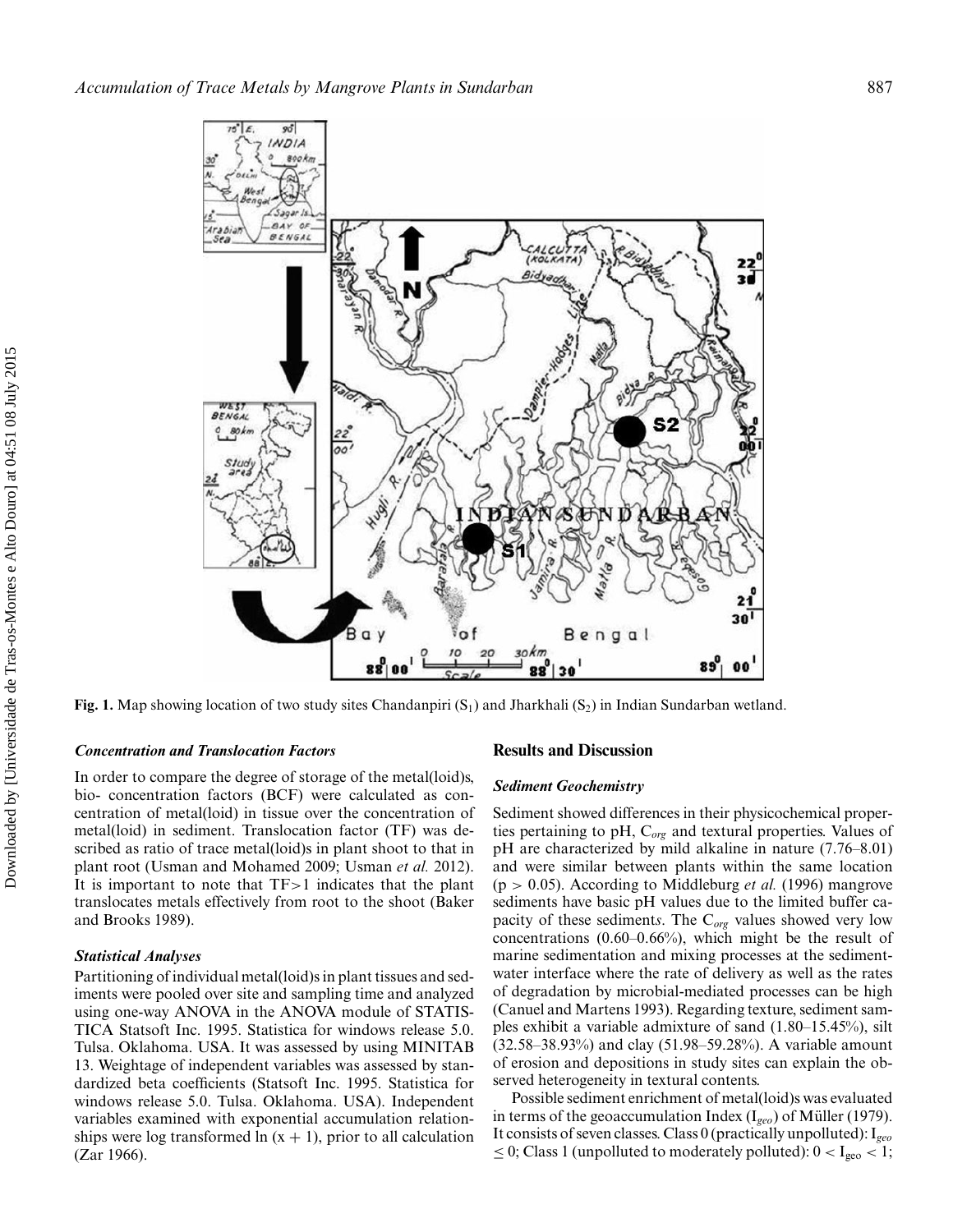**Fig. 1.** Map showing location of two study sites Chandanpiri ($S_1$) and Jharkhali ($S_2$) in Indian Sundarban wetland.

### *Concentration and Translocation Factors*

In order to compare the degree of storage of the metal(loid)s, bio- concentration factors (BCF) were calculated as concentration of metal(loid) in tissue over the concentration of metal(loid) in sediment. Translocation factor (TF) was described as ratio of trace metal(loid)s in plant shoot to that in plant root (Usman and Mohamed 2009; Usman *et al.* 2012). It is important to note that TF>1 indicates that the plant translocates metals effectively from root to the shoot (Baker and Brooks 1989).

### *Statistical Analyses*

Partitioning of individual metal(loid)s in plant tissues and sediments were pooled over site and sampling time and analyzed using one-way ANOVA in the ANOVA module of STATISTICA Statsoft Inc. 1995. Statistica for windows release 5.0. Tulsa. Oklahoma. USA. It was assessed by using MINITAB 13. Weightage of independent variables was assessed by standardized beta coefficients (Statsoft Inc. 1995. Statistica for windows release 5.0. Tulsa. Oklahoma. USA). Independent variables examined with exponential accumulation relationships were log transformed ln $(x + 1)$, prior to all calculation (Zar 1966).

## Results and Discussion

### *Sediment Geochemistry*

Sediment showed differences in their physicochemical properties pertaining to pH, $C_{org}$ and textural properties. Values of pH are characterized by mild alkaline in nature (7.76–8.01) and were similar between plants within the same location ($p > 0.05$). According to Middleburg *et al.* (1996) mangrove sediments have basic pH values due to the limited buffer capacity of these sediment*s*. The $C_{org}$ values showed very low concentrations (0.60–0.66%), which might be the result of marine sedimentation and mixing processes at the sediment-water interface where the rate of delivery as well as the rates of degradation by microbial-mediated processes can be high (Canuel and Martens 1993). Regarding texture, sediment samples exhibit a variable admixture of sand (1.80–15.45%), silt (32.58–38.93%) and clay (51.98–59.28%). A variable amount of erosion and depositions in study sites can explain the observed heterogeneity in textural contents.

Possible sediment enrichment of metal(loid)s was evaluated in terms of the geoaccumulation Index ($I_{geo}$) of Müller (1979). It consists of seven classes. Class 0 (practically unpolluted): $I_{geo} \leq 0$; Class 1 (unpolluted to moderately polluted): $0 < I_{geo} < 1$;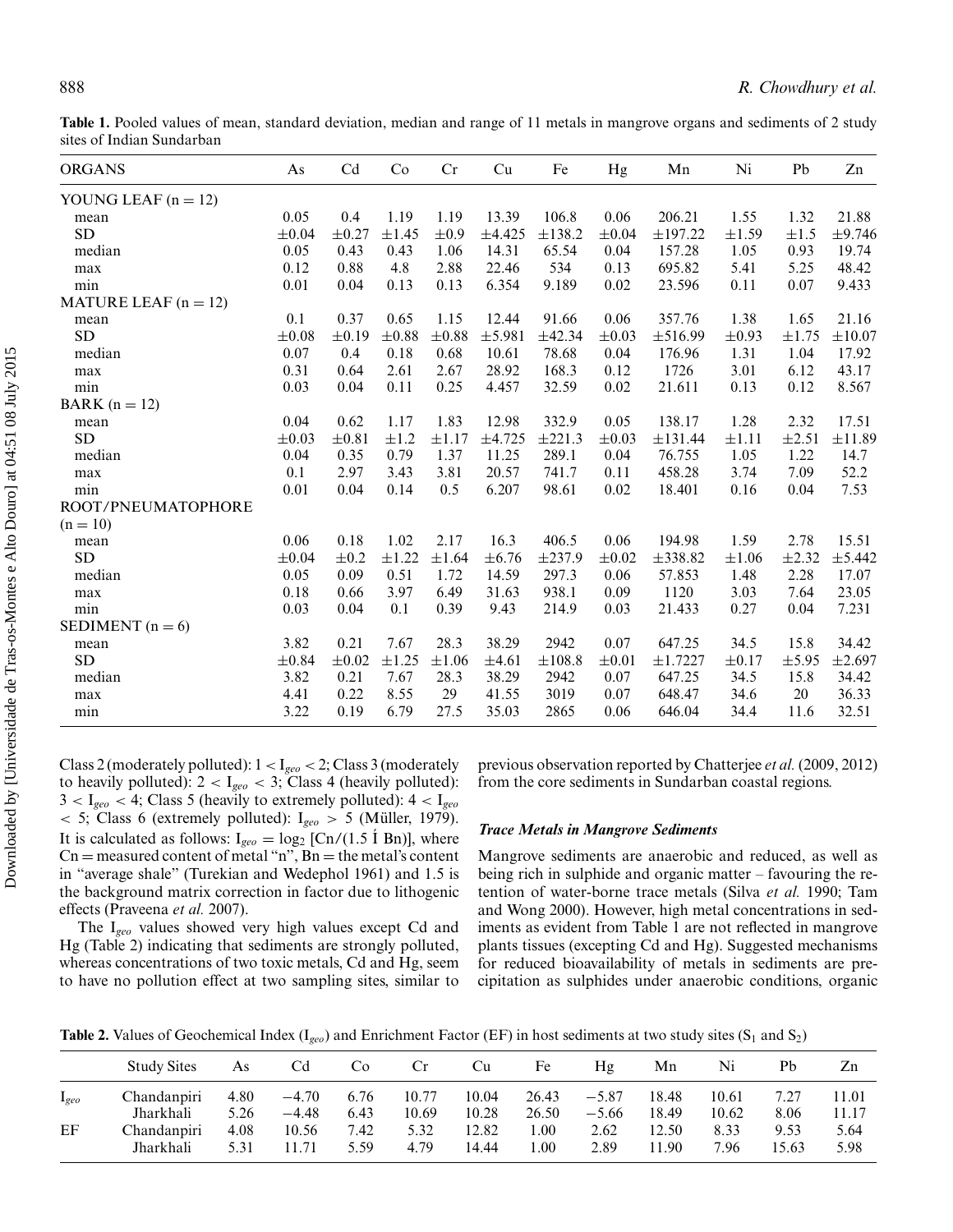**Table 1.** Pooled values of mean, standard deviation, median and range of 11 metals in mangrove organs and sediments of 2 study sites of Indian Sundarban

| ORGANS | As | Cd | Co | Cr | Cu | Fe | Hg | Mn | Ni | Pb | Zn |
|---|---|---|---|---|---|---|---|---|---|---|---|
| YOUNG LEAF (n = 12) | | | | | | | | | | | |
| mean | 0.05 | 0.4 | 1.19 | 1.19 | 13.39 | 106.8 | 0.06 | 206.21 | 1.55 | 1.32 | 21.88 |
| SD | ±0.04 | ±0.27 | ±1.45 | ±0.9 | ±4.425 | ±138.2 | ±0.04 | ±197.22 | ±1.59 | ±1.5 | ±9.746 |
| median | 0.05 | 0.43 | 0.43 | 1.06 | 14.31 | 65.54 | 0.04 | 157.28 | 1.05 | 0.93 | 19.74 |
| max | 0.12 | 0.88 | 4.8 | 2.88 | 22.46 | 534 | 0.13 | 695.82 | 5.41 | 5.25 | 48.42 |
| min | 0.01 | 0.04 | 0.13 | 0.13 | 6.354 | 9.189 | 0.02 | 23.596 | 0.11 | 0.07 | 9.433 |
| MATURE LEAF (n = 12) | | | | | | | | | | | |
| mean | 0.1 | 0.37 | 0.65 | 1.15 | 12.44 | 91.66 | 0.06 | 357.76 | 1.38 | 1.65 | 21.16 |
| SD | ±0.08 | ±0.19 | ±0.88 | ±0.88 | ±5.981 | ±42.34 | ±0.03 | ±516.99 | ±0.93 | ±1.75 | ±10.07 |
| median | 0.07 | 0.4 | 0.18 | 0.68 | 10.61 | 78.68 | 0.04 | 176.96 | 1.31 | 1.04 | 17.92 |
| max | 0.31 | 0.64 | 2.61 | 2.67 | 28.92 | 168.3 | 0.12 | 1726 | 3.01 | 6.12 | 43.17 |
| min | 0.03 | 0.04 | 0.11 | 0.25 | 4.457 | 32.59 | 0.02 | 21.611 | 0.13 | 0.12 | 8.567 |
| BARK (n = 12) | | | | | | | | | | | |
| mean | 0.04 | 0.62 | 1.17 | 1.83 | 12.98 | 332.9 | 0.05 | 138.17 | 1.28 | 2.32 | 17.51 |
| SD | ±0.03 | ±0.81 | ±1.2 | ±1.17 | ±4.725 | ±221.3 | ±0.03 | ±131.44 | ±1.11 | ±2.51 | ±11.89 |
| median | 0.04 | 0.35 | 0.79 | 1.37 | 11.25 | 289.1 | 0.04 | 76.755 | 1.05 | 1.22 | 14.7 |
| max | 0.1 | 2.97 | 3.43 | 3.81 | 20.57 | 741.7 | 0.11 | 458.28 | 3.74 | 7.09 | 52.2 |
| min | 0.01 | 0.04 | 0.14 | 0.5 | 6.207 | 98.61 | 0.02 | 18.401 | 0.16 | 0.04 | 7.53 |
| ROOT/PNEUMATOPHORE (n = 10) | | | | | | | | | | | |
| mean | 0.06 | 0.18 | 1.02 | 2.17 | 16.3 | 406.5 | 0.06 | 194.98 | 1.59 | 2.78 | 15.51 |
| SD | ±0.04 | ±0.2 | ±1.22 | ±1.64 | ±6.76 | ±237.9 | ±0.02 | ±338.82 | ±1.06 | ±2.32 | ±5.442 |
| median | 0.05 | 0.09 | 0.51 | 1.72 | 14.59 | 297.3 | 0.06 | 57.853 | 1.48 | 2.28 | 17.07 |
| max | 0.18 | 0.66 | 3.97 | 6.49 | 31.63 | 938.1 | 0.09 | 1120 | 3.03 | 7.64 | 23.05 |
| min | 0.03 | 0.04 | 0.1 | 0.39 | 9.43 | 214.9 | 0.03 | 21.433 | 0.27 | 0.04 | 7.231 |
| SEDIMENT (n = 6) | | | | | | | | | | | |
| mean | 3.82 | 0.21 | 7.67 | 28.3 | 38.29 | 2942 | 0.07 | 647.25 | 34.5 | 15.8 | 34.42 |
| SD | ±0.84 | ±0.02 | ±1.25 | ±1.06 | ±4.61 | ±108.8 | ±0.01 | ±1.7227 | ±0.17 | ±5.95 | ±2.697 |
| median | 3.82 | 0.21 | 7.67 | 28.3 | 38.29 | 2942 | 0.07 | 647.25 | 34.5 | 15.8 | 34.42 |
| max | 4.41 | 0.22 | 8.55 | 29 | 41.55 | 3019 | 0.07 | 648.47 | 34.6 | 20 | 36.33 |
| min | 3.22 | 0.19 | 6.79 | 27.5 | 35.03 | 2865 | 0.06 | 646.04 | 34.4 | 11.6 | 32.51 |

Class 2 (moderately polluted): $1 < I_{geo} < 2$; Class 3 (moderately to heavily polluted): $2 < I_{geo} < 3$; Class 4 (heavily polluted): $3 < I_{geo} < 4$; Class 5 (heavily to extremely polluted): $4 < I_{geo} < 5$; Class 6 (extremely polluted): $I_{geo} > 5$ (Müller, 1979). It is calculated as follows: $I_{geo} = \log_2 [Cn/(1.5 \text{ Í } Bn)]$, where Cn = measured content of metal "n", Bn = the metal's content in "average shale" (Turekian and Wedephol 1961) and 1.5 is the background matrix correction in factor due to lithogenic effects (Praveena *et al.* 2007).

The $I_{geo}$ values showed very high values except Cd and Hg (Table 2) indicating that sediments are strongly polluted, whereas concentrations of two toxic metals, Cd and Hg, seem to have no pollution effect at two sampling sites, similar to previous observation reported by Chatterjee *et al.* (2009, 2012) from the core sediments in Sundarban coastal regions.

### *Trace Metals in Mangrove Sediments*

Mangrove sediments are anaerobic and reduced, as well as being rich in sulphide and organic matter – favouring the retention of water-borne trace metals (Silva *et al.* 1990; Tam and Wong 2000). However, high metal concentrations in sediments as evident from Table 1 are not reflected in mangrove plants tissues (excepting Cd and Hg). Suggested mechanisms for reduced bioavailability of metals in sediments are precipitation as sulphides under anaerobic conditions, organic

**Table 2.** Values of Geochemical Index ($I_{geo}$) and Enrichment Factor (EF) in host sediments at two study sites ($S_1$ and $S_2$)

| | Study Sites | As | Cd | Co | Cr | Cu | Fe | Hg | Mn | Ni | Pb | Zn |
|---|---|---|---|---|---|---|---|---|---|---|---|---|
| $I_{geo}$ | Chandanpiri | 4.80 | −4.70 | 6.76 | 10.77 | 10.04 | 26.43 | −5.87 | 18.48 | 10.61 | 7.27 | 11.01 |
| | Jharkhali | 5.26 | −4.48 | 6.43 | 10.69 | 10.28 | 26.50 | −5.66 | 18.49 | 10.62 | 8.06 | 11.17 |
| EF | Chandanpiri | 4.08 | 10.56 | 7.42 | 5.32 | 12.82 | 1.00 | 2.62 | 12.50 | 8.33 | 9.53 | 5.64 |
| | Jharkhali | 5.31 | 11.71 | 5.59 | 4.79 | 14.44 | 1.00 | 2.89 | 11.90 | 7.96 | 15.63 | 5.98 |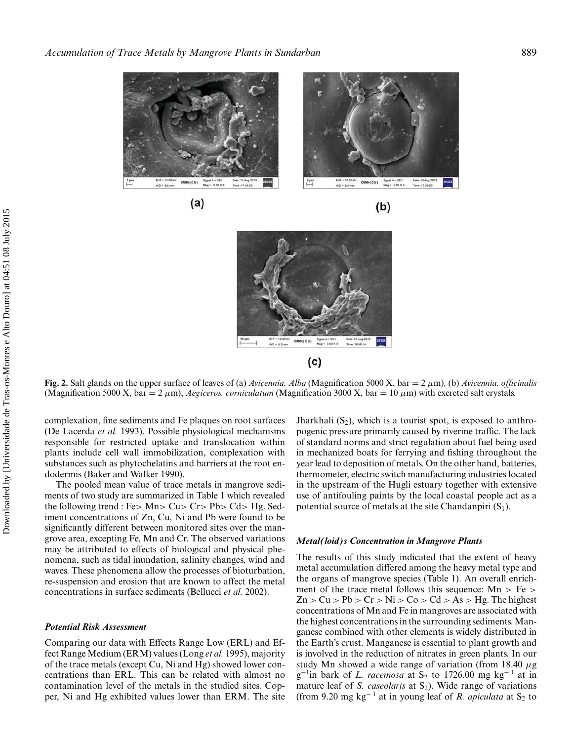(a)

(b)

(c)

**Fig. 2.** Salt glands on the upper surface of leaves of (a) *Avicennia. Alba* (Magnification 5000 X, bar = 2 $\mu$m), (b) *Avicennia. officinalis* (Magnification 5000 X, bar = 2 $\mu$m), *Aegiceros. corniculatum* (Magnification 3000 X, bar = 10 $\mu$m) with excreted salt crystals.

complexation, fine sediments and Fe plaques on root surfaces (De Lacerda *et al.* 1993). Possible physiological mechanisms responsible for restricted uptake and translocation within plants include cell wall immobilization, complexation with substances such as phytochelatins and barriers at the root endodermis (Baker and Walker 1990).

The pooled mean value of trace metals in mangrove sediments of two study are summarized in Table 1 which revealed the following trend : Fe> Mn> Cu> Cr> Pb> Cd> Hg. Sediment concentrations of Zn, Cu, Ni and Pb were found to be significantly different between monitored sites over the mangrove area, excepting Fe, Mn and Cr. The observed variations may be attributed to effects of biological and physical phenomena, such as tidal inundation, salinity changes, wind and waves. These phenomena allow the processes of bioturbation, re-suspension and erosion that are known to affect the metal concentrations in surface sediments (Bellucci *et al.* 2002).

### *Potential Risk Assessment*

Comparing our data with Effects Range Low (ERL) and Effect Range Medium (ERM) values (Long *et al.* 1995), majority of the trace metals (except Cu, Ni and Hg) showed lower concentrations than ERL. This can be related with almost no contamination level of the metals in the studied sites. Copper, Ni and Hg exhibited values lower than ERM. The site Jharkhali ($S_2$), which is a tourist spot, is exposed to anthropogenic pressure primarily caused by riverine traffic. The lack of standard norms and strict regulation about fuel being used in mechanized boats for ferrying and fishing throughout the year lead to deposition of metals. On the other hand, batteries, thermometer, electric switch manufacturing industries located in the upstream of the Hugli estuary together with extensive use of antifouling paints by the local coastal people act as a potential source of metals at the site Chandanpiri ($S_1$).

### *Metal(loid)s Concentration in Mangrove Plants*

The results of this study indicated that the extent of heavy metal accumulation differed among the heavy metal type and the organs of mangrove species (Table 1). An overall enrichment of the trace metal follows this sequence: Mn > Fe > Zn > Cu > Pb > Cr > Ni > Co > Cd > As > Hg. The highest concentrations of Mn and Fe in mangroves are associated with the highest concentrations in the surrounding sediments. Manganese combined with other elements is widely distributed in the Earth's crust. Manganese is essential to plant growth and is involved in the reduction of nitrates in green plants. In our study Mn showed a wide range of variation (from 18.40 $\mu$g $g^{-1}$in bark of *L. racemosa* at $S_2$ to 1726.00 mg $kg^{-1}$ at in mature leaf of *S. caseolaris* at $S_2$). Wide range of variations (from 9.20 mg $kg^{-1}$ at in young leaf of *R. apiculata* at $S_2$ to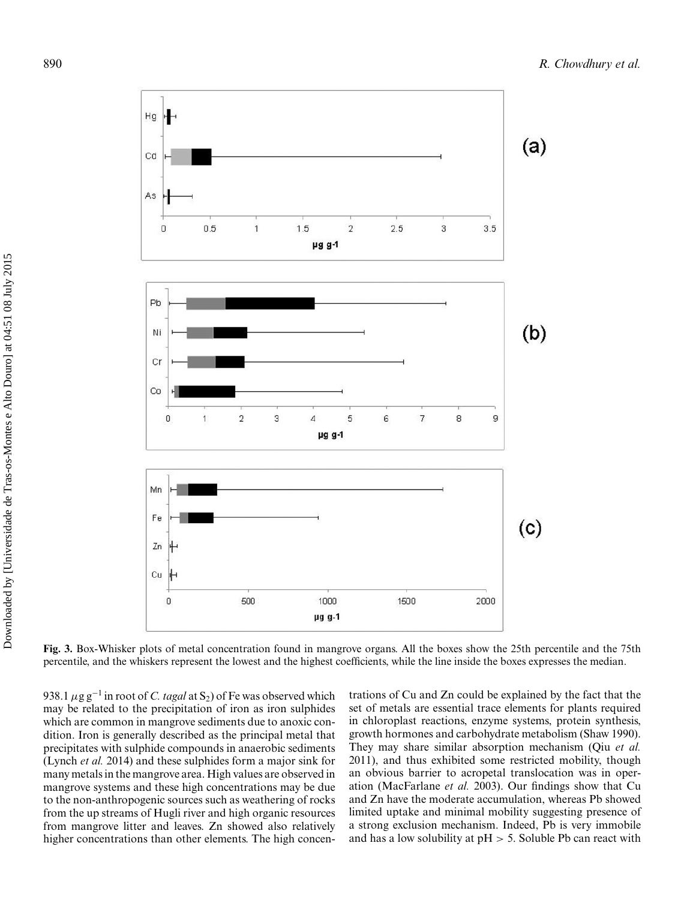**Fig. 3.** Box-Whisker plots of metal concentration found in mangrove organs. All the boxes show the 25th percentile and the 75th percentile, and the whiskers represent the lowest and the highest coefficients, while the line inside the boxes expresses the median.

938.1 $\mu g\ g^{-1}$ in root of *C. tagal* at $S_2$) of Fe was observed which may be related to the precipitation of iron as iron sulphides which are common in mangrove sediments due to anoxic condition. Iron is generally described as the principal metal that precipitates with sulphide compounds in anaerobic sediments (Lynch *et al.* 2014) and these sulphides form a major sink for many metals in the mangrove area. High values are observed in mangrove systems and these high concentrations may be due to the non-anthropogenic sources such as weathering of rocks from the up streams of Hugli river and high organic resources from mangrove litter and leaves. Zn showed also relatively higher concentrations than other elements. The high concentrations of Cu and Zn could be explained by the fact that the set of metals are essential trace elements for plants required in chloroplast reactions, enzyme systems, protein synthesis, growth hormones and carbohydrate metabolism (Shaw 1990). They may share similar absorption mechanism (Qiu *et al.* 2011), and thus exhibited some restricted mobility, though an obvious barrier to acropetal translocation was in operation (MacFarlane *et al.* 2003). Our findings show that Cu and Zn have the moderate accumulation, whereas Pb showed limited uptake and minimal mobility suggesting presence of a strong exclusion mechanism. Indeed, Pb is very immobile and has a low solubility at pH $> 5$. Soluble Pb can react with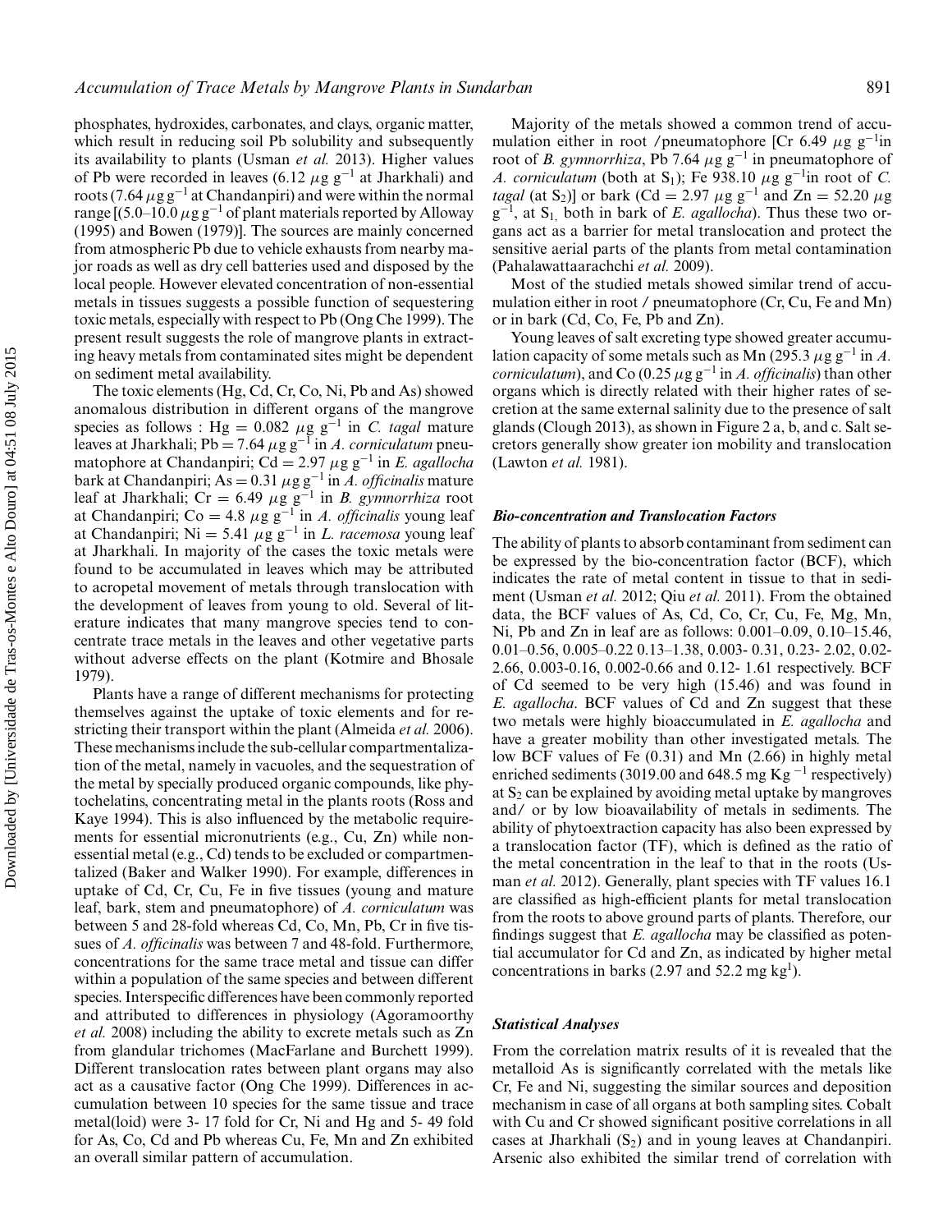phosphates, hydroxides, carbonates, and clays, organic matter, which result in reducing soil Pb solubility and subsequently its availability to plants (Usman *et al.* 2013). Higher values of Pb were recorded in leaves (6.12 $\mu$g g$^{-1}$ at Jharkhali) and roots (7.64 $\mu$g g$^{-1}$ at Chandanpiri) and were within the normal range [(5.0–10.0 $\mu$g g$^{-1}$ of plant materials reported by Alloway (1995) and Bowen (1979)]. The sources are mainly concerned from atmospheric Pb due to vehicle exhausts from nearby major roads as well as dry cell batteries used and disposed by the local people. However elevated concentration of non-essential metals in tissues suggests a possible function of sequestering toxic metals, especially with respect to Pb (Ong Che 1999). The present result suggests the role of mangrove plants in extracting heavy metals from contaminated sites might be dependent on sediment metal availability.

The toxic elements (Hg, Cd, Cr, Co, Ni, Pb and As) showed anomalous distribution in different organs of the mangrove species as follows : Hg = 0.082 $\mu$g g$^{-1}$ in *C. tagal* mature leaves at Jharkhali; Pb = 7.64 $\mu$g g$^{-1}$ in *A. corniculatum* pneumatophore at Chandanpiri; Cd = 2.97 $\mu$g g$^{-1}$ in *E. agallocha* bark at Chandanpiri; As = 0.31 $\mu$g g$^{-1}$ in *A. officinalis* mature leaf at Jharkhali; Cr = 6.49 $\mu$g g$^{-1}$ in *B. gymnorrhiza* root at Chandanpiri; Co = 4.8 $\mu$g g$^{-1}$ in *A. officinalis* young leaf at Chandanpiri; Ni = 5.41 $\mu$g g$^{-1}$ in *L. racemosa* young leaf at Jharkhali. In majority of the cases the toxic metals were found to be accumulated in leaves which may be attributed to acropetal movement of metals through translocation with the development of leaves from young to old. Several of literature indicates that many mangrove species tend to concentrate trace metals in the leaves and other vegetative parts without adverse effects on the plant (Kotmire and Bhosale 1979).

Plants have a range of different mechanisms for protecting themselves against the uptake of toxic elements and for restricting their transport within the plant (Almeida *et al.* 2006). These mechanisms include the sub-cellular compartmentalization of the metal, namely in vacuoles, and the sequestration of the metal by specially produced organic compounds, like phytochelatins, concentrating metal in the plants roots (Ross and Kaye 1994). This is also influenced by the metabolic requirements for essential micronutrients (e.g., Cu, Zn) while non-essential metal (e.g., Cd) tends to be excluded or compartmentalized (Baker and Walker 1990). For example, differences in uptake of Cd, Cr, Cu, Fe in five tissues (young and mature leaf, bark, stem and pneumatophore) of *A. corniculatum* was between 5 and 28-fold whereas Cd, Co, Mn, Pb, Cr in five tissues of *A. officinalis* was between 7 and 48-fold. Furthermore, concentrations for the same trace metal and tissue can differ within a population of the same species and between different species. Interspecific differences have been commonly reported and attributed to differences in physiology (Agoramoorthy *et al.* 2008) including the ability to excrete metals such as Zn from glandular trichomes (MacFarlane and Burchett 1999). Different translocation rates between plant organs may also act as a causative factor (Ong Che 1999). Differences in accumulation between 10 species for the same tissue and trace metal(loid) were 3- 17 fold for Cr, Ni and Hg and 5- 49 fold for As, Co, Cd and Pb whereas Cu, Fe, Mn and Zn exhibited an overall similar pattern of accumulation.

Majority of the metals showed a common trend of accumulation either in root /pneumatophore [Cr 6.49 $\mu$g g$^{-1}$in root of *B. gymnorrhiza*, Pb 7.64 $\mu$g g$^{-1}$ in pneumatophore of *A. corniculatum* (both at $S_1$); Fe 938.10 $\mu$g g$^{-1}$in root of *C. tagal* (at $S_2$)] or bark (Cd = 2.97 $\mu$g g$^{-1}$ and Zn = 52.20 $\mu$g g$^{-1}$, at $S_1$, both in bark of *E. agallocha*). Thus these two organs act as a barrier for metal translocation and protect the sensitive aerial parts of the plants from metal contamination (Pahalawattaarachchi *et al.* 2009).

Most of the studied metals showed similar trend of accumulation either in root / pneumatophore (Cr, Cu, Fe and Mn) or in bark (Cd, Co, Fe, Pb and Zn).

Young leaves of salt excreting type showed greater accumulation capacity of some metals such as Mn (295.3 $\mu$g g$^{-1}$ in *A. corniculatum*), and Co (0.25 $\mu$g g$^{-1}$ in *A. officinalis*) than other organs which is directly related with their higher rates of secretion at the same external salinity due to the presence of salt glands (Clough 2013), as shown in Figure 2 a, b, and c. Salt secretors generally show greater ion mobility and translocation (Lawton *et al.* 1981).

### Bio-concentration and Translocation Factors

The ability of plants to absorb contaminant from sediment can be expressed by the bio-concentration factor (BCF), which indicates the rate of metal content in tissue to that in sediment (Usman *et al.* 2012; Qiu *et al.* 2011). From the obtained data, the BCF values of As, Cd, Co, Cr, Cu, Fe, Mg, Mn, Ni, Pb and Zn in leaf are as follows: 0.001–0.09, 0.10–15.46, 0.01–0.56, 0.005–0.22 0.13–1.38, 0.003- 0.31, 0.23- 2.02, 0.02- 2.66, 0.003-0.16, 0.002-0.66 and 0.12- 1.61 respectively. BCF of Cd seemed to be very high (15.46) and was found in *E. agallocha*. BCF values of Cd and Zn suggest that these two metals were highly bioaccumulated in *E. agallocha* and have a greater mobility than other investigated metals. The low BCF values of Fe (0.31) and Mn (2.66) in highly metal enriched sediments (3019.00 and 648.5 mg Kg$^{-1}$ respectively) at $S_2$ can be explained by avoiding metal uptake by mangroves and/ or by low bioavailability of metals in sediments. The ability of phytoextraction capacity has also been expressed by a translocation factor (TF), which is defined as the ratio of the metal concentration in the leaf to that in the roots (Usman *et al.* 2012). Generally, plant species with TF values 16.1 are classified as high-efficient plants for metal translocation from the roots to above ground parts of plants. Therefore, our findings suggest that *E. agallocha* may be classified as potential accumulator for Cd and Zn, as indicated by higher metal concentrations in barks (2.97 and 52.2 mg kg$^{1}$).

### Statistical Analyses

From the correlation matrix results of it is revealed that the metalloid As is significantly correlated with the metals like Cr, Fe and Ni, suggesting the similar sources and deposition mechanism in case of all organs at both sampling sites. Cobalt with Cu and Cr showed significant positive correlations in all cases at Jharkhali ($S_2$) and in young leaves at Chandanpiri. Arsenic also exhibited the similar trend of correlation with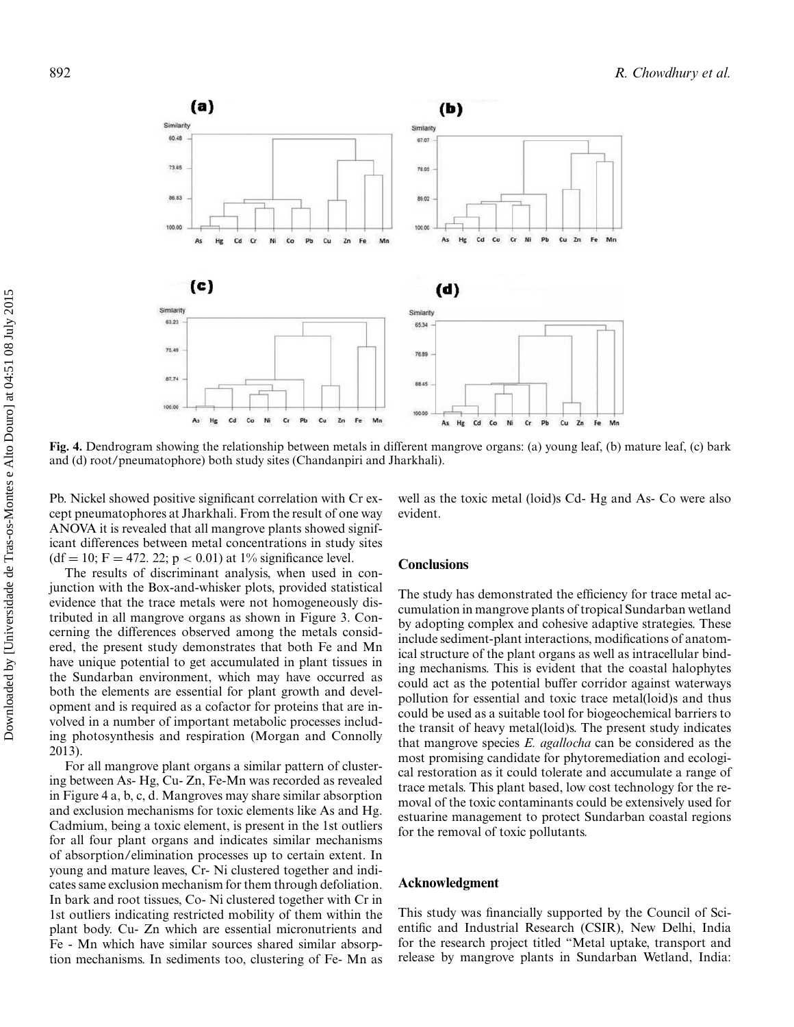**Fig. 4.** Dendrogram showing the relationship between metals in different mangrove organs: (a) young leaf, (b) mature leaf, (c) bark and (d) root/pneumatophore) both study sites (Chandanpiri and Jharkhali).

Pb. Nickel showed positive significant correlation with Cr except pneumatophores at Jharkhali. From the result of one way ANOVA it is revealed that all mangrove plants showed significant differences between metal concentrations in study sites (df = 10; F = 472. 22; $p < 0.01$) at 1% significance level.

The results of discriminant analysis, when used in conjunction with the Box-and-whisker plots, provided statistical evidence that the trace metals were not homogeneously distributed in all mangrove organs as shown in Figure 3. Concerning the differences observed among the metals considered, the present study demonstrates that both Fe and Mn have unique potential to get accumulated in plant tissues in the Sundarban environment, which may have occurred as both the elements are essential for plant growth and development and is required as a cofactor for proteins that are involved in a number of important metabolic processes including photosynthesis and respiration (Morgan and Connolly 2013).

For all mangrove plant organs a similar pattern of clustering between As- Hg, Cu- Zn, Fe-Mn was recorded as revealed in Figure 4 a, b, c, d. Mangroves may share similar absorption and exclusion mechanisms for toxic elements like As and Hg. Cadmium, being a toxic element, is present in the 1st outliers for all four plant organs and indicates similar mechanisms of absorption/elimination processes up to certain extent. In young and mature leaves, Cr- Ni clustered together and indicates same exclusion mechanism for them through defoliation. In bark and root tissues, Co- Ni clustered together with Cr in 1st outliers indicating restricted mobility of them within the plant body. Cu- Zn which are essential micronutrients and Fe - Mn which have similar sources shared similar absorption mechanisms. In sediments too, clustering of Fe- Mn as well as the toxic metal (loid)s Cd- Hg and As- Co were also evident.

## Conclusions

The study has demonstrated the efficiency for trace metal accumulation in mangrove plants of tropical Sundarban wetland by adopting complex and cohesive adaptive strategies. These include sediment-plant interactions, modifications of anatomical structure of the plant organs as well as intracellular binding mechanisms. This is evident that the coastal halophytes could act as the potential buffer corridor against waterways pollution for essential and toxic trace metal(loid)s and thus could be used as a suitable tool for biogeochemical barriers to the transit of heavy metal(loid)s. The present study indicates that mangrove species *E. agallocha* can be considered as the most promising candidate for phytoremediation and ecological restoration as it could tolerate and accumulate a range of trace metals. This plant based, low cost technology for the removal of the toxic contaminants could be extensively used for estuarine management to protect Sundarban coastal regions for the removal of toxic pollutants.

## Acknowledgment

This study was financially supported by the Council of Scientific and Industrial Research (CSIR), New Delhi, India for the research project titled "Metal uptake, transport and release by mangrove plants in Sundarban Wetland, India: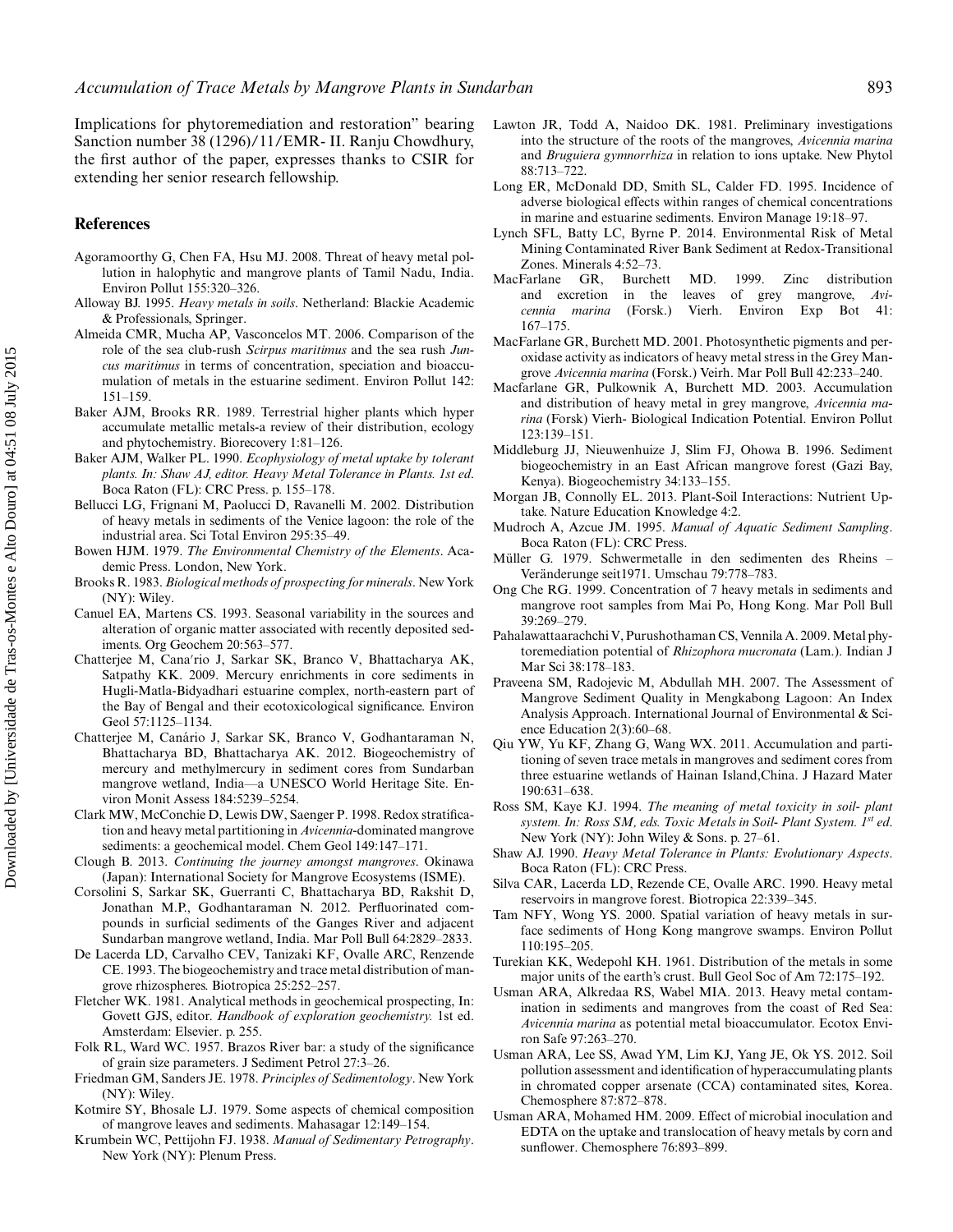Implications for phytoremediation and restoration" bearing Sanction number 38 (1296)/11/EMR- II. Ranju Chowdhury, the first author of the paper, expresses thanks to CSIR for extending her senior research fellowship.

## References

Agoramoorthy G, Chen FA, Hsu MJ. 2008. Threat of heavy metal pollution in halophytic and mangrove plants of Tamil Nadu, India. Environ Pollut 155:320–326.

Alloway BJ. 1995. *Heavy metals in soils*. Netherland: Blackie Academic & Professionals, Springer.

Almeida CMR, Mucha AP, Vasconcelos MT. 2006. Comparison of the role of the sea club-rush *Scirpus maritimus* and the sea rush *Juncus maritimus* in terms of concentration, speciation and bioaccumulation of metals in the estuarine sediment. Environ Pollut 142: 151–159.

Baker AJM, Brooks RR. 1989. Terrestrial higher plants which hyper accumulate metallic metals-a review of their distribution, ecology and phytochemistry. Biorecovery 1:81–126.

Baker AJM, Walker PL. 1990. *Ecophysiology of metal uptake by tolerant plants. In: Shaw AJ, editor. Heavy Metal Tolerance in Plants. 1st ed*. Boca Raton (FL): CRC Press. p. 155–178.

Bellucci LG, Frignani M, Paolucci D, Ravanelli M. 2002. Distribution of heavy metals in sediments of the Venice lagoon: the role of the industrial area. Sci Total Environ 295:35–49.

Bowen HJM. 1979. *The Environmental Chemistry of the Elements*. Academic Press. London, New York.

Brooks R. 1983. *Biological methods of prospecting for minerals*. New York (NY): Wiley.

Canuel EA, Martens CS. 1993. Seasonal variability in the sources and alteration of organic matter associated with recently deposited sediments. Org Geochem 20:563–577.

Chatterjee M, Cana′rio J, Sarkar SK, Branco V, Bhattacharya AK, Satpathy KK. 2009. Mercury enrichments in core sediments in Hugli-Matla-Bidyadhari estuarine complex, north-eastern part of the Bay of Bengal and their ecotoxicological significance. Environ Geol 57:1125–1134.

Chatterjee M, Canário J, Sarkar SK, Branco V, Godhantaraman N, Bhattacharya BD, Bhattacharya AK. 2012. Biogeochemistry of mercury and methylmercury in sediment cores from Sundarban mangrove wetland, India—a UNESCO World Heritage Site. Environ Monit Assess 184:5239–5254.

Clark MW, McConchie D, Lewis DW, Saenger P. 1998. Redox stratification and heavy metal partitioning in *Avicennia*-dominated mangrove sediments: a geochemical model. Chem Geol 149:147–171.

Clough B. 2013. *Continuing the journey amongst mangroves*. Okinawa (Japan): International Society for Mangrove Ecosystems (ISME).

Corsolini S, Sarkar SK, Guerranti C, Bhattacharya BD, Rakshit D, Jonathan M.P., Godhantaraman N. 2012. Perfluorinated compounds in surficial sediments of the Ganges River and adjacent Sundarban mangrove wetland, India. Mar Poll Bull 64:2829–2833.

De Lacerda LD, Carvalho CEV, Tanizaki KF, Ovalle ARC, Renzende CE. 1993. The biogeochemistry and trace metal distribution of mangrove rhizospheres. Biotropica 25:252–257.

Fletcher WK. 1981. Analytical methods in geochemical prospecting, In: Govett GJS, editor. *Handbook of exploration geochemistry.* 1st ed. Amsterdam: Elsevier. p. 255.

Folk RL, Ward WC. 1957. Brazos River bar: a study of the significance of grain size parameters. J Sediment Petrol 27:3–26.

Friedman GM, Sanders JE. 1978. *Principles of Sedimentology*. New York (NY): Wiley.

Kotmire SY, Bhosale LJ. 1979. Some aspects of chemical composition of mangrove leaves and sediments. Mahasagar 12:149–154.

Krumbein WC, Pettijohn FJ. 1938. *Manual of Sedimentary Petrography*. New York (NY): Plenum Press.

Lawton JR, Todd A, Naidoo DK. 1981. Preliminary investigations into the structure of the roots of the mangroves, *Avicennia marina* and *Bruguiera gymnorrhiza* in relation to ions uptake. New Phytol 88:713–722.

Long ER, McDonald DD, Smith SL, Calder FD. 1995. Incidence of adverse biological effects within ranges of chemical concentrations in marine and estuarine sediments. Environ Manage 19:18–97.

Lynch SFL, Batty LC, Byrne P. 2014. Environmental Risk of Metal Mining Contaminated River Bank Sediment at Redox-Transitional Zones. Minerals 4:52–73.

MacFarlane GR, Burchett MD. 1999. Zinc distribution and excretion in the leaves of grey mangrove, *Avicennia marina* (Forsk.) Vierh. Environ Exp Bot 41: 167–175.

MacFarlane GR, Burchett MD. 2001. Photosynthetic pigments and peroxidase activity as indicators of heavy metal stress in the Grey Mangrove *Avicennia marina* (Forsk.) Veirh. Mar Poll Bull 42:233–240.

Macfarlane GR, Pulkownik A, Burchett MD. 2003. Accumulation and distribution of heavy metal in grey mangrove, *Avicennia marina* (Forsk) Vierh- Biological Indication Potential. Environ Pollut 123:139–151.

Middleburg JJ, Nieuwenhuize J, Slim FJ, Ohowa B. 1996. Sediment biogeochemistry in an East African mangrove forest (Gazi Bay, Kenya). Biogeochemistry 34:133–155.

Morgan JB, Connolly EL. 2013. Plant-Soil Interactions: Nutrient Uptake. Nature Education Knowledge 4:2.

Mudroch A, Azcue JM. 1995. *Manual of Aquatic Sediment Sampling*. Boca Raton (FL): CRC Press.

Müller G. 1979. Schwermetalle in den sedimenten des Rheins – Veränderunge seit1971. Umschau 79:778–783.

Ong Che RG. 1999. Concentration of 7 heavy metals in sediments and mangrove root samples from Mai Po, Hong Kong. Mar Poll Bull 39:269–279.

Pahalawattaarachchi V, Purushothaman CS, Vennila A. 2009. Metal phytoremediation potential of *Rhizophora mucronata* (Lam.). Indian J Mar Sci 38:178–183.

Praveena SM, Radojevic M, Abdullah MH. 2007. The Assessment of Mangrove Sediment Quality in Mengkabong Lagoon: An Index Analysis Approach. International Journal of Environmental & Science Education 2(3):60–68.

Qiu YW, Yu KF, Zhang G, Wang WX. 2011. Accumulation and partitioning of seven trace metals in mangroves and sediment cores from three estuarine wetlands of Hainan Island,China. J Hazard Mater 190:631–638.

Ross SM, Kaye KJ. 1994. *The meaning of metal toxicity in soil- plant system. In: Ross SM, eds. Toxic Metals in Soil- Plant System. 1st ed*. New York (NY): John Wiley & Sons. p. 27–61.

Shaw AJ. 1990. *Heavy Metal Tolerance in Plants: Evolutionary Aspects*. Boca Raton (FL): CRC Press.

Silva CAR, Lacerda LD, Rezende CE, Ovalle ARC. 1990. Heavy metal reservoirs in mangrove forest. Biotropica 22:339–345.

Tam NFY, Wong YS. 2000. Spatial variation of heavy metals in surface sediments of Hong Kong mangrove swamps. Environ Pollut 110:195–205.

Turekian KK, Wedepohl KH. 1961. Distribution of the metals in some major units of the earth's crust. Bull Geol Soc of Am 72:175–192.

Usman ARA, Alkredaa RS, Wabel MIA. 2013. Heavy metal contamination in sediments and mangroves from the coast of Red Sea: *Avicennia marina* as potential metal bioaccumulator. Ecotox Environ Safe 97:263–270.

Usman ARA, Lee SS, Awad YM, Lim KJ, Yang JE, Ok YS. 2012. Soil pollution assessment and identification of hyperaccumulating plants in chromated copper arsenate (CCA) contaminated sites, Korea. Chemosphere 87:872–878.

Usman ARA, Mohamed HM. 2009. Effect of microbial inoculation and EDTA on the uptake and translocation of heavy metals by corn and sunflower. Chemosphere 76:893–899.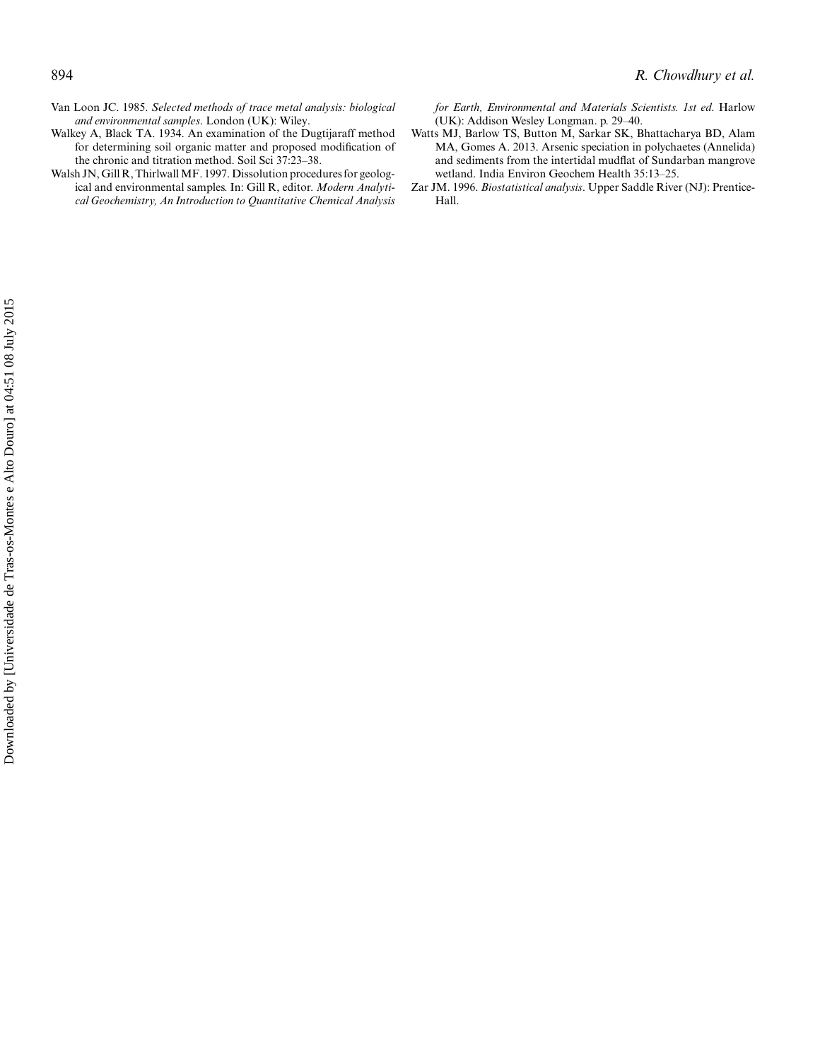Van Loon JC. 1985. *Selected methods of trace metal analysis: biological and environmental samples*. London (UK): Wiley.

Walkey A, Black TA. 1934. An examination of the Dugtijaraff method for determining soil organic matter and proposed modification of the chronic and titration method. Soil Sci 37:23–38.

Walsh JN, Gill R, Thirlwall MF. 1997. Dissolution procedures for geological and environmental samples. In: Gill R, editor. *Modern Analytical Geochemistry, An Introduction to Quantitative Chemical Analysis for Earth, Environmental and Materials Scientists. 1st ed*. Harlow (UK): Addison Wesley Longman. p. 29–40.

Watts MJ, Barlow TS, Button M, Sarkar SK, Bhattacharya BD, Alam MA, Gomes A. 2013. Arsenic speciation in polychaetes (Annelida) and sediments from the intertidal mudflat of Sundarban mangrove wetland. India Environ Geochem Health 35:13–25.

Zar JM. 1996. *Biostatistical analysis*. Upper Saddle River (NJ): Prentice-Hall.